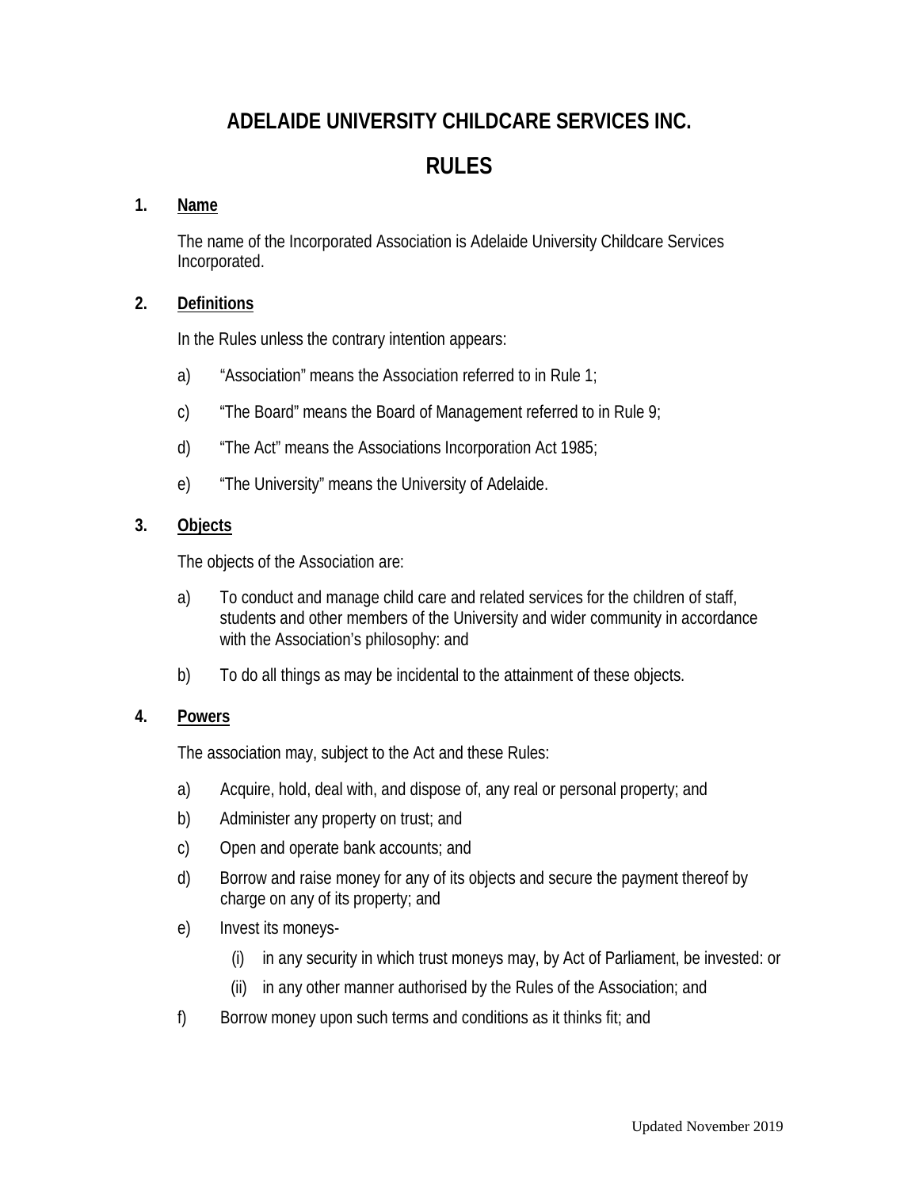# ADELAIDE UNIVERSITY CHILDCARE SERVICES INC.

# RULES

## 1. Name

The name of the Incorporated Association is Adelaide University Childcare Services Incorporated.

## 2. Definitions

In the Rules unless the contrary intention appears:

a) "Association" means the Association referred to in Rule 1;

c) "The Board" means the Board of Management referred to in Rule 9;

d) "The Act" means the Associations Incorporation Act 1985;

e) "The University" means the University of Adelaide.

## 3. Objects

The objects of the Association are:

a) To conduct and manage child care and related services for the children of staff, students and other members of the University and wider community in accordance with the Association's philosophy: and

b) To do all things as may be incidental to the attainment of these objects.

## 4. Powers

The association may, subject to the Act and these Rules:

a) Acquire, hold, deal with, and dispose of, any real or personal property; and

b) Administer any property on trust; and

c) Open and operate bank accounts; and

d) Borrow and raise money for any of its objects and secure the payment thereof by charge on any of its property; and

e) Invest its moneys-

   (i) in any security in which trust moneys may, by Act of Parliament, be invested: or

   (ii) in any other manner authorised by the Rules of the Association; and

f) Borrow money upon such terms and conditions as it thinks fit; and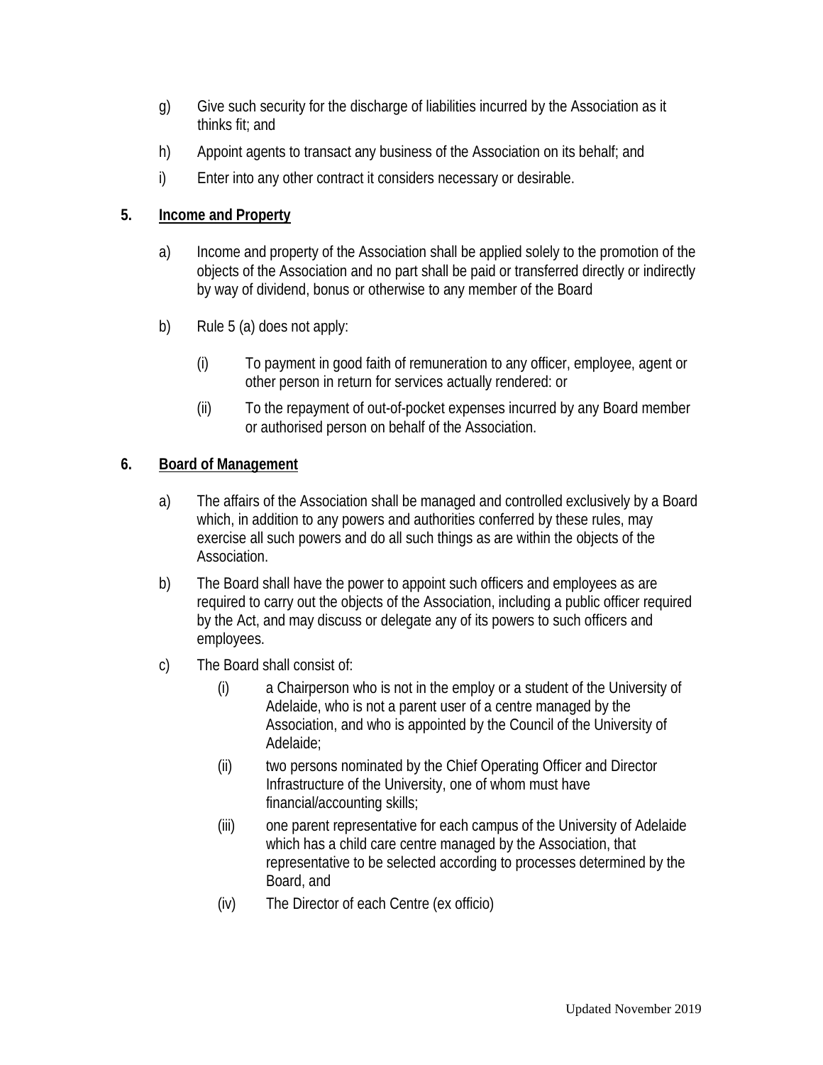g) Give such security for the discharge of liabilities incurred by the Association as it thinks fit; and

h) Appoint agents to transact any business of the Association on its behalf; and

i) Enter into any other contract it considers necessary or desirable.

## 5. Income and Property

a) Income and property of the Association shall be applied solely to the promotion of the objects of the Association and no part shall be paid or transferred directly or indirectly by way of dividend, bonus or otherwise to any member of the Board

b) Rule 5 (a) does not apply:

  (i) To payment in good faith of remuneration to any officer, employee, agent or other person in return for services actually rendered: or

  (ii) To the repayment of out-of-pocket expenses incurred by any Board member or authorised person on behalf of the Association.

## 6. Board of Management

a) The affairs of the Association shall be managed and controlled exclusively by a Board which, in addition to any powers and authorities conferred by these rules, may exercise all such powers and do all such things as are within the objects of the Association.

b) The Board shall have the power to appoint such officers and employees as are required to carry out the objects of the Association, including a public officer required by the Act, and may discuss or delegate any of its powers to such officers and employees.

c) The Board shall consist of:

  (i) a Chairperson who is not in the employ or a student of the University of Adelaide, who is not a parent user of a centre managed by the Association, and who is appointed by the Council of the University of Adelaide;

  (ii) two persons nominated by the Chief Operating Officer and Director Infrastructure of the University, one of whom must have financial/accounting skills;

  (iii) one parent representative for each campus of the University of Adelaide which has a child care centre managed by the Association, that representative to be selected according to processes determined by the Board, and

  (iv) The Director of each Centre (ex officio)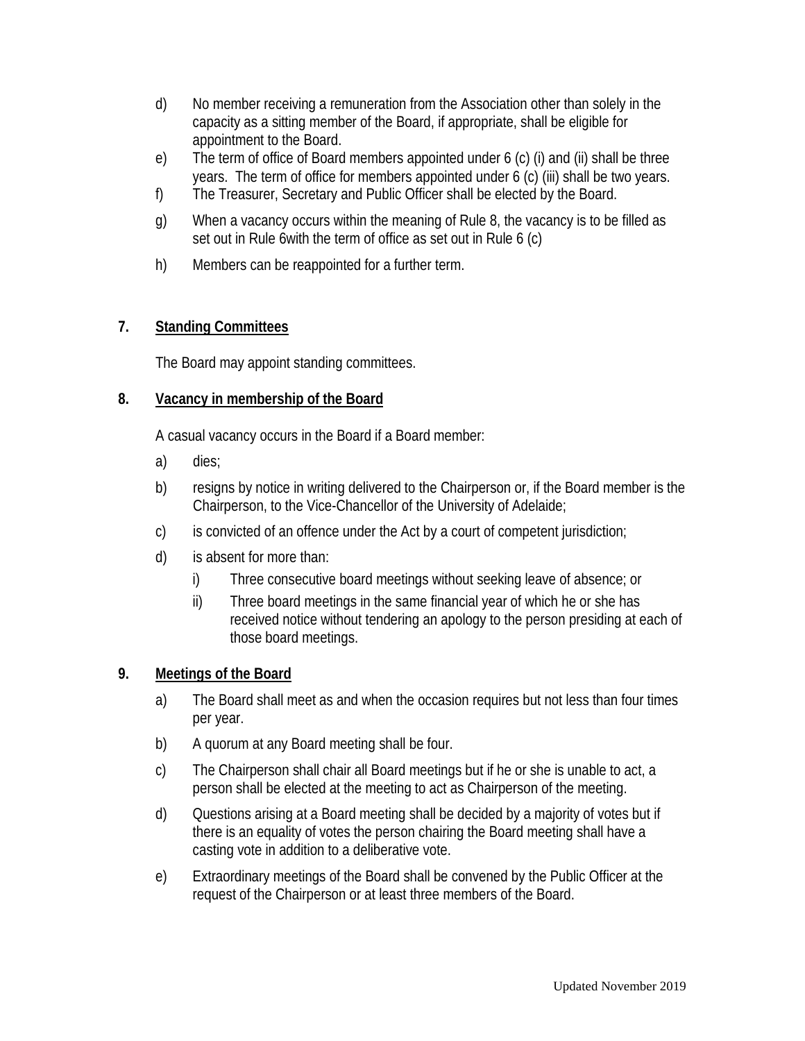d) No member receiving a remuneration from the Association other than solely in the capacity as a sitting member of the Board, if appropriate, shall be eligible for appointment to the Board.

e) The term of office of Board members appointed under 6 (c) (i) and (ii) shall be three years. The term of office for members appointed under 6 (c) (iii) shall be two years.

f) The Treasurer, Secretary and Public Officer shall be elected by the Board.

g) When a vacancy occurs within the meaning of Rule 8, the vacancy is to be filled as set out in Rule 6with the term of office as set out in Rule 6 (c)

h) Members can be reappointed for a further term.

## 7. Standing Committees

The Board may appoint standing committees.

## 8. Vacancy in membership of the Board

A casual vacancy occurs in the Board if a Board member:

a) dies;

b) resigns by notice in writing delivered to the Chairperson or, if the Board member is the Chairperson, to the Vice-Chancellor of the University of Adelaide;

c) is convicted of an offence under the Act by a court of competent jurisdiction;

d) is absent for more than:
   - i) Three consecutive board meetings without seeking leave of absence; or
   - ii) Three board meetings in the same financial year of which he or she has received notice without tendering an apology to the person presiding at each of those board meetings.

## 9. Meetings of the Board

a) The Board shall meet as and when the occasion requires but not less than four times per year.

b) A quorum at any Board meeting shall be four.

c) The Chairperson shall chair all Board meetings but if he or she is unable to act, a person shall be elected at the meeting to act as Chairperson of the meeting.

d) Questions arising at a Board meeting shall be decided by a majority of votes but if there is an equality of votes the person chairing the Board meeting shall have a casting vote in addition to a deliberative vote.

e) Extraordinary meetings of the Board shall be convened by the Public Officer at the request of the Chairperson or at least three members of the Board.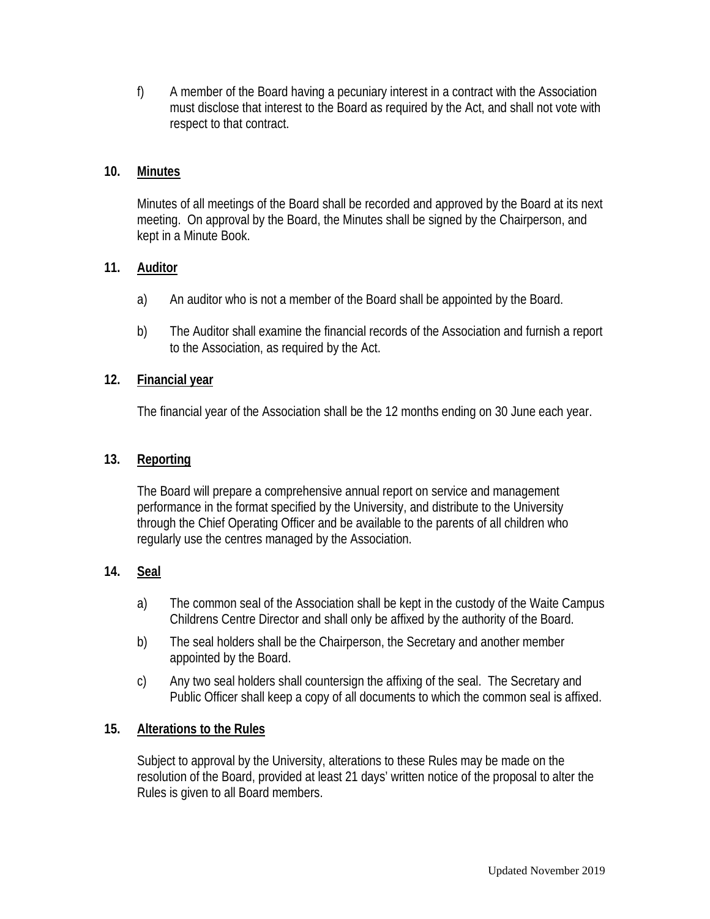f) A member of the Board having a pecuniary interest in a contract with the Association must disclose that interest to the Board as required by the Act, and shall not vote with respect to that contract.

## 10. Minutes

Minutes of all meetings of the Board shall be recorded and approved by the Board at its next meeting. On approval by the Board, the Minutes shall be signed by the Chairperson, and kept in a Minute Book.

## 11. Auditor

a) An auditor who is not a member of the Board shall be appointed by the Board.

b) The Auditor shall examine the financial records of the Association and furnish a report to the Association, as required by the Act.

## 12. Financial year

The financial year of the Association shall be the 12 months ending on 30 June each year.

## 13. Reporting

The Board will prepare a comprehensive annual report on service and management performance in the format specified by the University, and distribute to the University through the Chief Operating Officer and be available to the parents of all children who regularly use the centres managed by the Association.

## 14. Seal

a) The common seal of the Association shall be kept in the custody of the Waite Campus Childrens Centre Director and shall only be affixed by the authority of the Board.

b) The seal holders shall be the Chairperson, the Secretary and another member appointed by the Board.

c) Any two seal holders shall countersign the affixing of the seal. The Secretary and Public Officer shall keep a copy of all documents to which the common seal is affixed.

## 15. Alterations to the Rules

Subject to approval by the University, alterations to these Rules may be made on the resolution of the Board, provided at least 21 days' written notice of the proposal to alter the Rules is given to all Board members.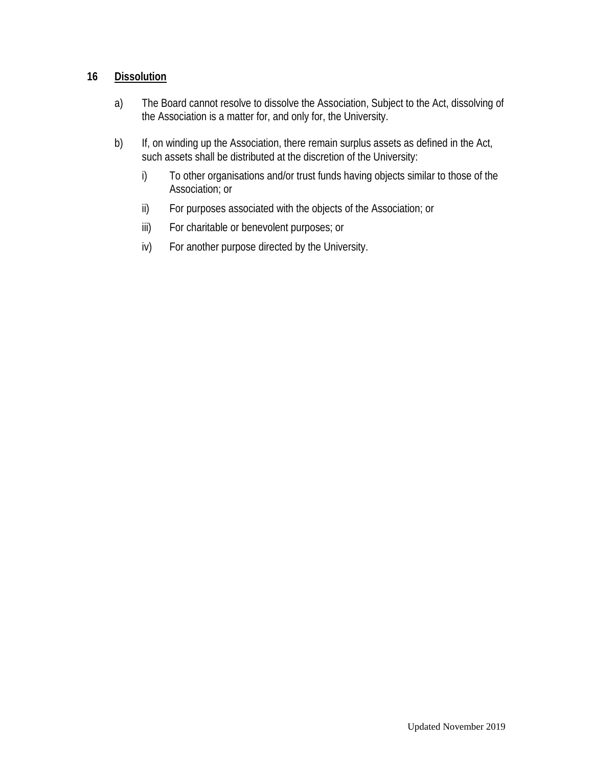## 16 Dissolution

a) The Board cannot resolve to dissolve the Association, Subject to the Act, dissolving of the Association is a matter for, and only for, the University.

b) If, on winding up the Association, there remain surplus assets as defined in the Act, such assets shall be distributed at the discretion of the University:

   i) To other organisations and/or trust funds having objects similar to those of the Association; or

   ii) For purposes associated with the objects of the Association; or

   iii) For charitable or benevolent purposes; or

   iv) For another purpose directed by the University.

Updated November 2019